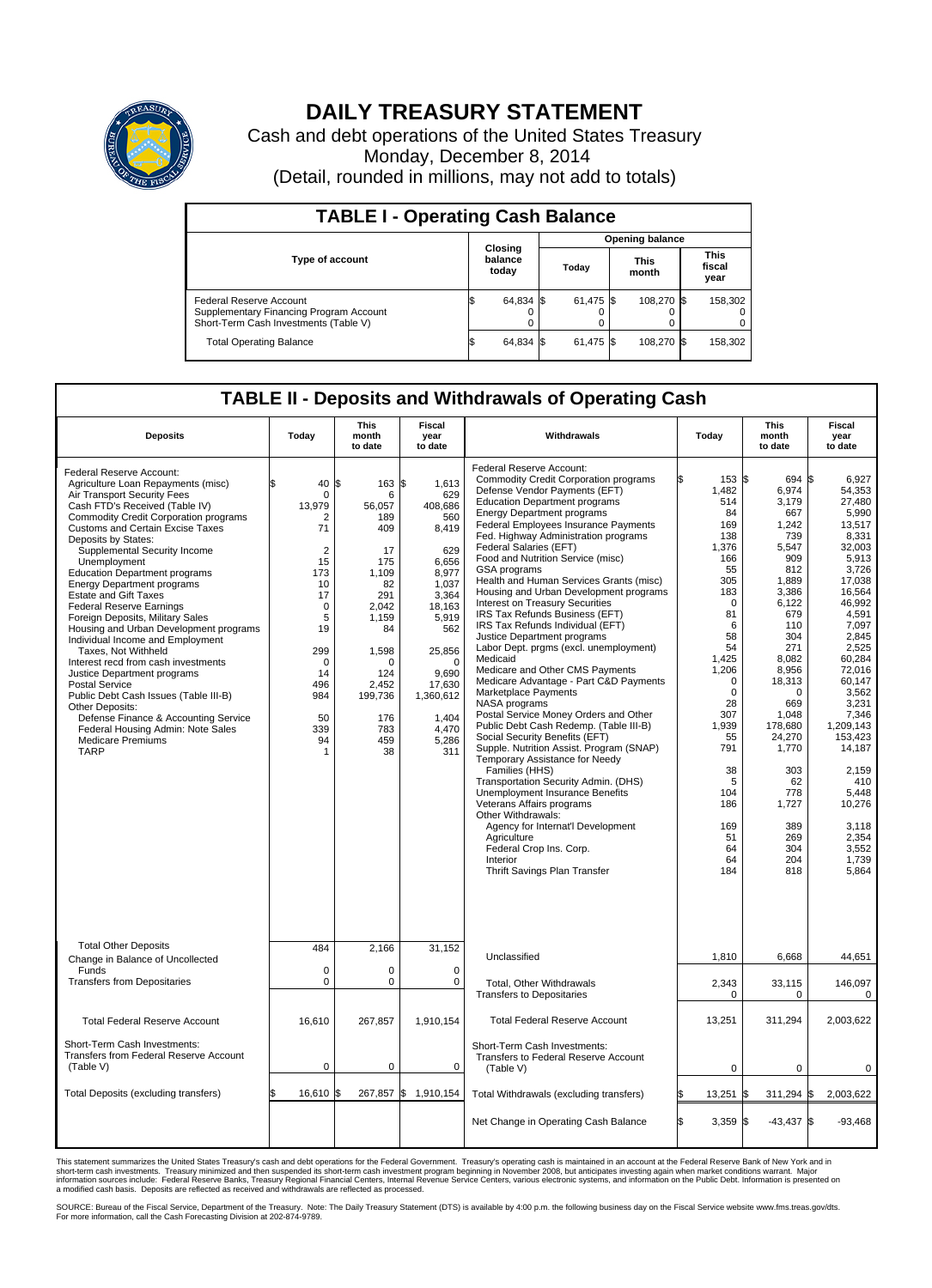# DAILY TREASURY STATEMENT

Cash and debt operations of the United States Treasury

Monday, December 8, 2014

(Detail, rounded in millions, may not add to totals)

## TABLE I - Operating Cash Balance

| Type of account | Closing balance today | Opening balance Today | Opening balance This month | Opening balance This fiscal year |
|---|---|---|---|---|
| Federal Reserve Account | $ 64,834 | $ 61,475 | $ 108,270 | $ 158,302 |
| Supplementary Financing Program Account | 0 | 0 | 0 | 0 |
| Short-Term Cash Investments (Table V) | 0 | 0 | 0 | 0 |
| Total Operating Balance | $ 64,834 | $ 61,475 | $ 108,270 | $ 158,302 |

## TABLE II - Deposits and Withdrawals of Operating Cash

| Deposits | Today | This month to date | Fiscal year to date |
|---|---|---|---|
| Federal Reserve Account: | | | |
| Agriculture Loan Repayments (misc) | $ 40 | $ 163 | $ 1,613 |
| Air Transport Security Fees | 0 | 6 | 629 |
| Cash FTD's Received (Table IV) | 13,979 | 56,057 | 408,686 |
| Commodity Credit Corporation programs | 2 | 189 | 560 |
| Customs and Certain Excise Taxes | 71 | 409 | 8,419 |
| Deposits by States: | | | |
| Supplemental Security Income | 2 | 17 | 629 |
| Unemployment | 15 | 175 | 6,656 |
| Education Department programs | 173 | 1,109 | 8,977 |
| Energy Department programs | 10 | 82 | 1,037 |
| Estate and Gift Taxes | 17 | 291 | 3,364 |
| Federal Reserve Earnings | 0 | 2,042 | 18,163 |
| Foreign Deposits, Military Sales | 5 | 1,159 | 5,919 |
| Housing and Urban Development programs | 19 | 84 | 562 |
| Individual Income and Employment Taxes, Not Withheld | 299 | 1,598 | 25,856 |
| Interest recd from cash investments | 0 | 0 | 0 |
| Justice Department programs | 14 | 124 | 9,690 |
| Postal Service | 496 | 2,452 | 17,630 |
| Public Debt Cash Issues (Table III-B) | 984 | 199,736 | 1,360,612 |
| Other Deposits: | | | |
| Defense Finance & Accounting Service | 50 | 176 | 1,404 |
| Federal Housing Admin: Note Sales | 339 | 783 | 4,470 |
| Medicare Premiums | 94 | 459 | 5,286 |
| TARP | 1 | 38 | 311 |
| Total Other Deposits | 484 | 2,166 | 31,152 |
| Change in Balance of Uncollected Funds | 0 | 0 | 0 |
| Transfers from Depositaries | 0 | 0 | 0 |
| Total Federal Reserve Account | 16,610 | 267,857 | 1,910,154 |
| Short-Term Cash Investments: Transfers from Federal Reserve Account (Table V) | 0 | 0 | 0 |
| Total Deposits (excluding transfers) | $ 16,610 | $ 267,857 | $ 1,910,154 |

| Withdrawals | Today | This month to date | Fiscal year to date |
|---|---|---|---|
| Federal Reserve Account: | | | |
| Commodity Credit Corporation programs | $ 153 | $ 694 | $ 6,927 |
| Defense Vendor Payments (EFT) | 1,482 | 6,974 | 54,353 |
| Education Department programs | 514 | 3,179 | 27,480 |
| Energy Department programs | 84 | 667 | 5,990 |
| Federal Employees Insurance Payments | 169 | 1,242 | 13,517 |
| Fed. Highway Administration programs | 138 | 739 | 8,331 |
| Federal Salaries (EFT) | 1,376 | 5,547 | 32,003 |
| Food and Nutrition Service (misc) | 166 | 909 | 5,913 |
| GSA programs | 55 | 812 | 3,726 |
| Health and Human Services Grants (misc) | 305 | 1,889 | 17,038 |
| Housing and Urban Development programs | 183 | 3,386 | 16,564 |
| Interest on Treasury Securities | 0 | 6,122 | 46,992 |
| IRS Tax Refunds Business (EFT) | 81 | 679 | 4,591 |
| IRS Tax Refunds Individual (EFT) | 6 | 110 | 7,097 |
| Justice Department programs | 58 | 304 | 2,845 |
| Labor Dept. prgms (excl. unemployment) | 54 | 271 | 2,525 |
| Medicaid | 1,425 | 8,082 | 60,284 |
| Medicare and Other CMS Payments | 1,206 | 8,956 | 72,016 |
| Medicare Advantage - Part C&D Payments | 0 | 18,313 | 60,147 |
| Marketplace Payments | 0 | 0 | 3,562 |
| NASA programs | 28 | 669 | 3,231 |
| Postal Service Money Orders and Other | 307 | 1,048 | 7,346 |
| Public Debt Cash Redemp. (Table III-B) | 1,939 | 178,680 | 1,209,143 |
| Social Security Benefits (EFT) | 55 | 24,270 | 153,423 |
| Supple. Nutrition Assist. Program (SNAP) | 791 | 1,770 | 14,187 |
| Temporary Assistance for Needy Families (HHS) | 38 | 303 | 2,159 |
| Transportation Security Admin. (DHS) | 5 | 62 | 410 |
| Unemployment Insurance Benefits | 104 | 778 | 5,448 |
| Veterans Affairs programs | 186 | 1,727 | 10,276 |
| Other Withdrawals: | | | |
| Agency for Internat'l Development | 169 | 389 | 3,118 |
| Agriculture | 51 | 269 | 2,354 |
| Federal Crop Ins. Corp. | 64 | 304 | 3,552 |
| Interior | 64 | 204 | 1,739 |
| Thrift Savings Plan Transfer | 184 | 818 | 5,864 |
| Unclassified | 1,810 | 6,668 | 44,651 |
| Total, Other Withdrawals | 2,343 | 33,115 | 146,097 |
| Transfers to Depositaries | 0 | 0 | 0 |
| Total Federal Reserve Account | 13,251 | 311,294 | 2,003,622 |
| Short-Term Cash Investments: Transfers to Federal Reserve Account (Table V) | 0 | 0 | 0 |
| Total Withdrawals (excluding transfers) | $ 13,251 | $ 311,294 | $ 2,003,622 |
| Net Change in Operating Cash Balance | $ 3,359 | $ -43,437 | $ -93,468 |

This statement summarizes the United States Treasury's cash and debt operations for the Federal Government. Treasury's operating cash is maintained in an account at the Federal Reserve Bank of New York and in short-term cash investments. Treasury minimized and then suspended its short-term cash investment program beginning in November 2008, but anticipates investing again when market conditions warrant. Major information sources include: Federal Reserve Banks, Treasury Regional Financial Centers, Internal Revenue Service Centers, various electronic systems, and information on the Public Debt. Information is presented on a modified cash basis. Deposits are reflected as received and withdrawals are reflected as processed.

SOURCE: Bureau of the Fiscal Service, Department of the Treasury. Note: The Daily Treasury Statement (DTS) is available by 4:00 p.m. the following business day on the Fiscal Service website www.fms.treas.gov/dts. For more information, call the Cash Forecasting Division at 202-874-9789.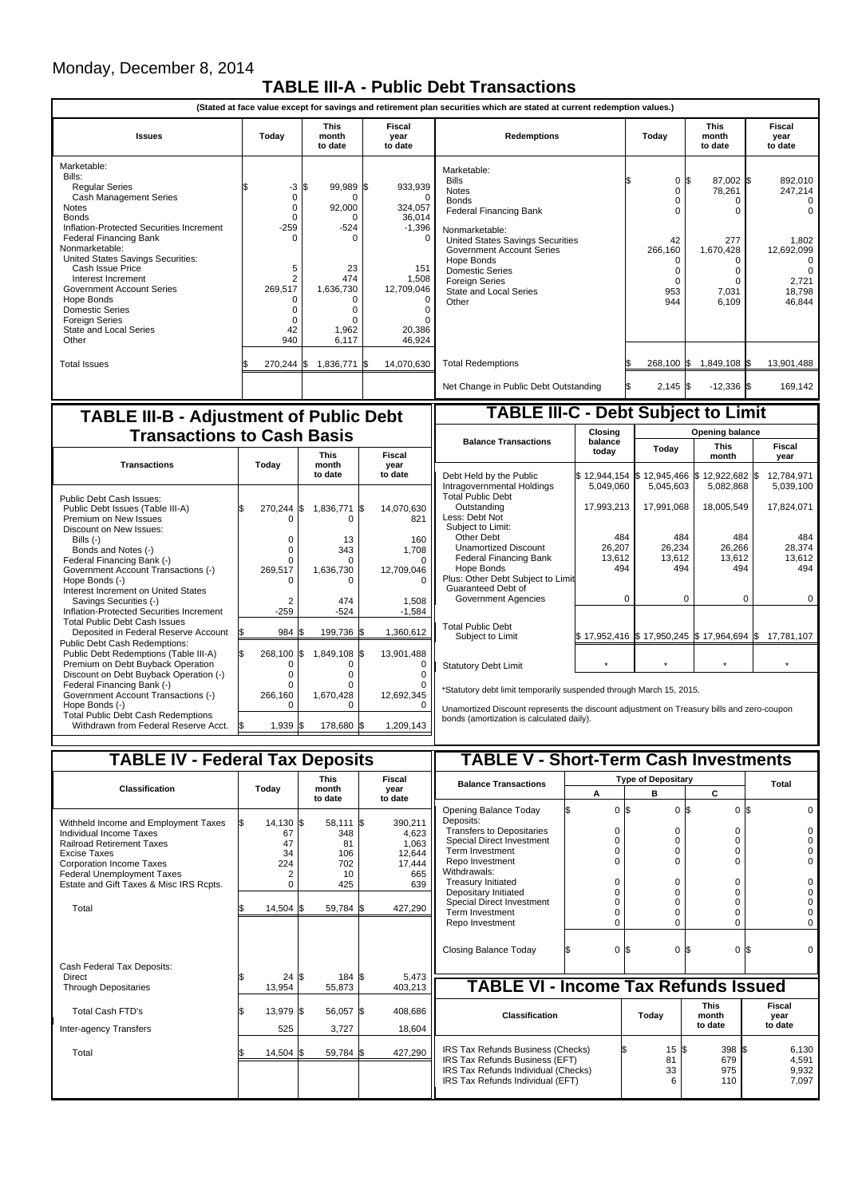Monday, December 8, 2014

# TABLE III-A - Public Debt Transactions

(Stated at face value except for savings and retirement plan securities which are stated at current redemption values.)

| Issues | Today | This month to date | Fiscal year to date | Redemptions | Today | This month to date | Fiscal year to date |
|---|---|---|---|---|---|---|---|
| Marketable: | | | | Marketable: | | | |
| Bills: | | | | Bills | $ 0 | $ 87,002 | $ 892,010 |
| Regular Series | $ -3 | $ 99,989 | $ 933,939 | Notes | 0 | 78,261 | 247,214 |
| Cash Management Series | 0 | 0 | 0 | Bonds | 0 | 0 | 0 |
| Notes | 0 | 92,000 | 324,057 | Federal Financing Bank | 0 | 0 | 0 |
| Bonds | 0 | 0 | 36,014 | | | | |
| Inflation-Protected Securities Increment | -259 | -524 | -1,396 | Nonmarketable: | | | |
| Federal Financing Bank | 0 | 0 | 0 | United States Savings Securities | 42 | 277 | 1,802 |
| Nonmarketable: | | | | Government Account Series | 266,160 | 1,670,428 | 12,692,099 |
| United States Savings Securities: | | | | Hope Bonds | 0 | 0 | 0 |
| Cash Issue Price | 5 | 23 | 151 | Domestic Series | 0 | 0 | 0 |
| Interest Increment | 2 | 474 | 1,508 | Foreign Series | 0 | 0 | 2,721 |
| Government Account Series | 269,517 | 1,636,730 | 12,709,046 | State and Local Series | 953 | 7,031 | 18,798 |
| Hope Bonds | 0 | 0 | 0 | Other | 944 | 6,109 | 46,844 |
| Domestic Series | 0 | 0 | 0 | | | | |
| Foreign Series | 0 | 0 | 0 | | | | |
| State and Local Series | 42 | 1,962 | 20,386 | | | | |
| Other | 940 | 6,117 | 46,924 | | | | |
| Total Issues | $ 270,244 | $ 1,836,771 | $ 14,070,630 | Total Redemptions | $ 268,100 | $ 1,849,108 | $ 13,901,488 |
| | | | | Net Change in Public Debt Outstanding | $ 2,145 | $ -12,336 | $ 169,142 |

# TABLE III-B - Adjustment of Public Debt Transactions to Cash Basis

| Transactions | Today | This month to date | Fiscal year to date |
|---|---|---|---|
| Public Debt Cash Issues: | | | |
| Public Debt Issues (Table III-A) | $ 270,244 | $ 1,836,771 | $ 14,070,630 |
| Premium on New Issues | 0 | 0 | 821 |
| Discount on New Issues: | | | |
| Bills (-) | 0 | 13 | 160 |
| Bonds and Notes (-) | 0 | 343 | 1,708 |
| Federal Financing Bank (-) | 0 | 0 | 0 |
| Government Account Transactions (-) | 269,517 | 1,636,730 | 12,709,046 |
| Hope Bonds (-) | 0 | 0 | 0 |
| Interest Increment on United States Savings Securities (-) | 2 | 474 | 1,508 |
| Inflation-Protected Securities Increment | -259 | -524 | -1,584 |
| Total Public Debt Cash Issues Deposited in Federal Reserve Account | $ 984 | $ 199,736 | $ 1,360,612 |
| Public Debt Cash Redemptions: | | | |
| Public Debt Redemptions (Table III-A) | $ 268,100 | $ 1,849,108 | $ 13,901,488 |
| Premium on Debt Buyback Operation | 0 | 0 | 0 |
| Discount on Debt Buyback Operation (-) | 0 | 0 | 0 |
| Federal Financing Bank (-) | 0 | 0 | 0 |
| Government Account Transactions (-) | 266,160 | 1,670,428 | 12,692,345 |
| Hope Bonds (-) | 0 | 0 | 0 |
| Total Public Debt Cash Redemptions Withdrawn from Federal Reserve Acct. | $ 1,939 | $ 178,680 | $ 1,209,143 |

# TABLE III-C - Debt Subject to Limit

| Balance Transactions | Closing balance today | Opening balance Today | Opening balance This month | Opening balance Fiscal year |
|---|---|---|---|---|
| Debt Held by the Public | $ 12,944,154 | $ 12,945,466 | $ 12,922,682 | $ 12,784,971 |
| Intragovernmental Holdings | 5,049,060 | 5,045,603 | 5,082,868 | 5,039,100 |
| Total Public Debt Outstanding | 17,993,213 | 17,991,068 | 18,005,549 | 17,824,071 |
| Less: Debt Not Subject to Limit: | | | | |
| Other Debt | 484 | 484 | 484 | 484 |
| Unamortized Discount | 26,207 | 26,234 | 26,266 | 28,374 |
| Federal Financing Bank | 13,612 | 13,612 | 13,612 | 13,612 |
| Hope Bonds | 494 | 494 | 494 | 494 |
| Plus: Other Debt Subject to Limit | | | | |
| Guaranteed Debt of Government Agencies | 0 | 0 | 0 | 0 |
| Total Public Debt Subject to Limit | $ 17,952,416 | $ 17,950,245 | $ 17,964,694 | $ 17,781,107 |
| Statutory Debt Limit | * | * | * | * |

*Statutory debt limit temporarily suspended through March 15, 2015.

Unamortized Discount represents the discount adjustment on Treasury bills and zero-coupon bonds (amortization is calculated daily).

# TABLE IV - Federal Tax Deposits

| Classification | Today | This month to date | Fiscal year to date |
|---|---|---|---|
| Withheld Income and Employment Taxes | $ 14,130 | $ 58,111 | $ 390,211 |
| Individual Income Taxes | 67 | 348 | 4,623 |
| Railroad Retirement Taxes | 47 | 81 | 1,063 |
| Excise Taxes | 34 | 106 | 12,644 |
| Corporation Income Taxes | 224 | 702 | 17,444 |
| Federal Unemployment Taxes | 2 | 10 | 665 |
| Estate and Gift Taxes & Misc IRS Rcpts. | 0 | 425 | 639 |
| Total | $ 14,504 | $ 59,784 | $ 427,290 |
| Cash Federal Tax Deposits: | | | |
| Direct | $ 24 | $ 184 | $ 5,473 |
| Through Depositaries | 13,954 | 55,873 | 403,213 |
| Total Cash FTD's | $ 13,979 | $ 56,057 | $ 408,686 |
| Inter-agency Transfers | 525 | 3,727 | 18,604 |
| Total | $ 14,504 | $ 59,784 | $ 427,290 |

# TABLE V - Short-Term Cash Investments

| Balance Transactions | Type of Depositary A | Type of Depositary B | Type of Depositary C | Total |
|---|---|---|---|---|
| Opening Balance Today | $ 0 | $ 0 | $ 0 | $ 0 |
| Deposits: | | | | |
| Transfers to Depositaries | 0 | 0 | 0 | 0 |
| Special Direct Investment | 0 | 0 | 0 | 0 |
| Term Investment | 0 | 0 | 0 | 0 |
| Repo Investment | 0 | 0 | 0 | 0 |
| Withdrawals: | | | | |
| Treasury Initiated | 0 | 0 | 0 | 0 |
| Depositary Initiated | 0 | 0 | 0 | 0 |
| Special Direct Investment | 0 | 0 | 0 | 0 |
| Term Investment | 0 | 0 | 0 | 0 |
| Repo Investment | 0 | 0 | 0 | 0 |
| Closing Balance Today | $ 0 | $ 0 | $ 0 | $ 0 |

# TABLE VI - Income Tax Refunds Issued

| Classification | Today | This month to date | Fiscal year to date |
|---|---|---|---|
| IRS Tax Refunds Business (Checks) | $ 15 | $ 398 | $ 6,130 |
| IRS Tax Refunds Business (EFT) | 81 | 679 | 4,591 |
| IRS Tax Refunds Individual (Checks) | 33 | 975 | 9,932 |
| IRS Tax Refunds Individual (EFT) | 6 | 110 | 7,097 |